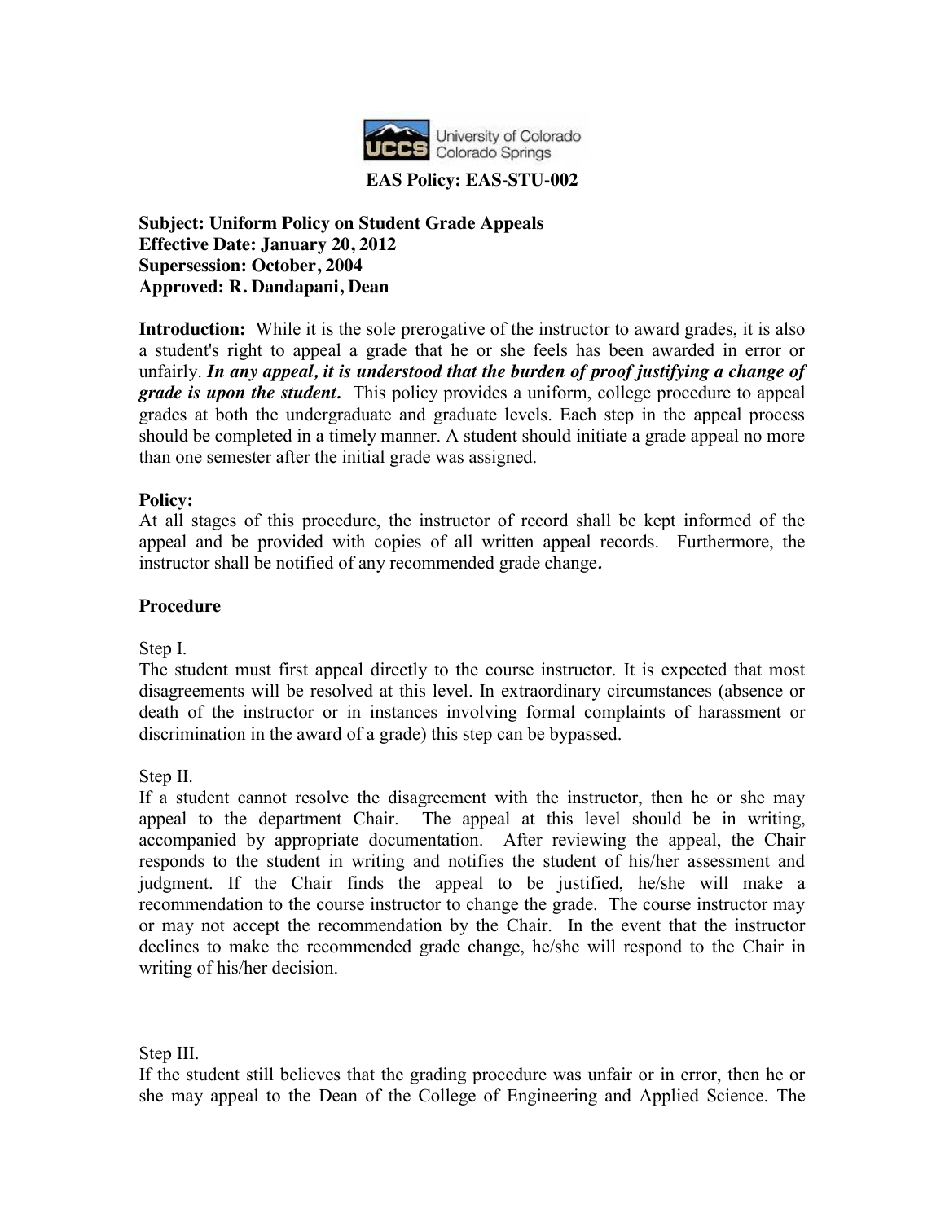University of Colorado Colorado Springs

**EAS Policy: EAS-STU-002**

**Subject: Uniform Policy on Student Grade Appeals**
**Effective Date: January 20, 2012**
**Supersession: October, 2004**
**Approved: R. Dandapani, Dean**

**Introduction:** While it is the sole prerogative of the instructor to award grades, it is also a student's right to appeal a grade that he or she feels has been awarded in error or unfairly. ***In any appeal, it is understood that the burden of proof justifying a change of grade is upon the student.*** This policy provides a uniform, college procedure to appeal grades at both the undergraduate and graduate levels. Each step in the appeal process should be completed in a timely manner. A student should initiate a grade appeal no more than one semester after the initial grade was assigned.

**Policy:**
At all stages of this procedure, the instructor of record shall be kept informed of the appeal and be provided with copies of all written appeal records. Furthermore, the instructor shall be notified of any recommended grade change.

**Procedure**

Step I.
The student must first appeal directly to the course instructor. It is expected that most disagreements will be resolved at this level. In extraordinary circumstances (absence or death of the instructor or in instances involving formal complaints of harassment or discrimination in the award of a grade) this step can be bypassed.

Step II.
If a student cannot resolve the disagreement with the instructor, then he or she may appeal to the department Chair. The appeal at this level should be in writing, accompanied by appropriate documentation. After reviewing the appeal, the Chair responds to the student in writing and notifies the student of his/her assessment and judgment. If the Chair finds the appeal to be justified, he/she will make a recommendation to the course instructor to change the grade. The course instructor may or may not accept the recommendation by the Chair. In the event that the instructor declines to make the recommended grade change, he/she will respond to the Chair in writing of his/her decision.

Step III.
If the student still believes that the grading procedure was unfair or in error, then he or she may appeal to the Dean of the College of Engineering and Applied Science. The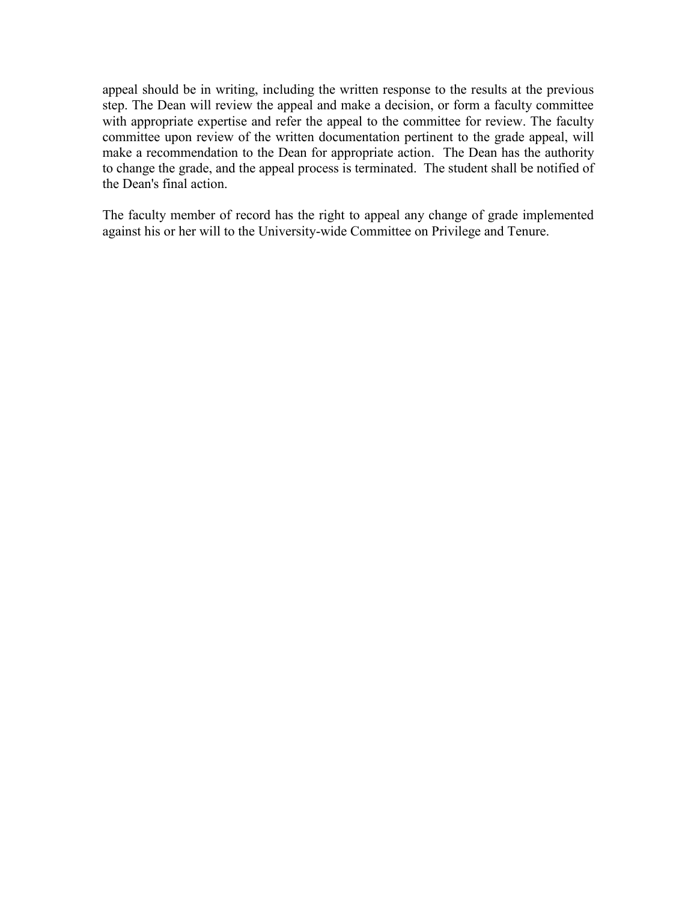appeal should be in writing, including the written response to the results at the previous step. The Dean will review the appeal and make a decision, or form a faculty committee with appropriate expertise and refer the appeal to the committee for review. The faculty committee upon review of the written documentation pertinent to the grade appeal, will make a recommendation to the Dean for appropriate action. The Dean has the authority to change the grade, and the appeal process is terminated. The student shall be notified of the Dean's final action.

The faculty member of record has the right to appeal any change of grade implemented against his or her will to the University-wide Committee on Privilege and Tenure.